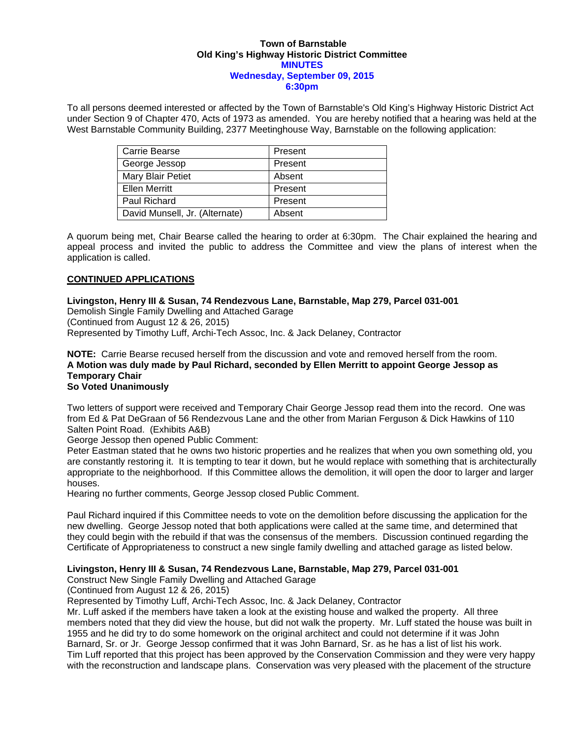**Town of Barnstable**
**Old King's Highway Historic District Committee**
**MINUTES**
**Wednesday, September 09, 2015**
**6:30pm**

To all persons deemed interested or affected by the Town of Barnstable's Old King's Highway Historic District Act under Section 9 of Chapter 470, Acts of 1973 as amended. You are hereby notified that a hearing was held at the West Barnstable Community Building, 2377 Meetinghouse Way, Barnstable on the following application:

| | |
|---|---|
| Carrie Bearse | Present |
| George Jessop | Present |
| Mary Blair Petiet | Absent |
| Ellen Merritt | Present |
| Paul Richard | Present |
| David Munsell, Jr. (Alternate) | Absent |

A quorum being met, Chair Bearse called the hearing to order at 6:30pm. The Chair explained the hearing and appeal process and invited the public to address the Committee and view the plans of interest when the application is called.

**CONTINUED APPLICATIONS**

**Livingston, Henry III & Susan, 74 Rendezvous Lane, Barnstable, Map 279, Parcel 031-001**
Demolish Single Family Dwelling and Attached Garage
(Continued from August 12 & 26, 2015)
Represented by Timothy Luff, Archi-Tech Assoc, Inc. & Jack Delaney, Contractor

**NOTE:** Carrie Bearse recused herself from the discussion and vote and removed herself from the room.
**A Motion was duly made by Paul Richard, seconded by Ellen Merritt to appoint George Jessop as Temporary Chair**
**So Voted Unanimously**

Two letters of support were received and Temporary Chair George Jessop read them into the record. One was from Ed & Pat DeGraan of 56 Rendezvous Lane and the other from Marian Ferguson & Dick Hawkins of 110 Salten Point Road. (Exhibits A&B)
George Jessop then opened Public Comment:
Peter Eastman stated that he owns two historic properties and he realizes that when you own something old, you are constantly restoring it. It is tempting to tear it down, but he would replace with something that is architecturally appropriate to the neighborhood. If this Committee allows the demolition, it will open the door to larger and larger houses.
Hearing no further comments, George Jessop closed Public Comment.

Paul Richard inquired if this Committee needs to vote on the demolition before discussing the application for the new dwelling. George Jessop noted that both applications were called at the same time, and determined that they could begin with the rebuild if that was the consensus of the members. Discussion continued regarding the Certificate of Appropriateness to construct a new single family dwelling and attached garage as listed below.

**Livingston, Henry III & Susan, 74 Rendezvous Lane, Barnstable, Map 279, Parcel 031-001**
Construct New Single Family Dwelling and Attached Garage
(Continued from August 12 & 26, 2015)
Represented by Timothy Luff, Archi-Tech Assoc, Inc. & Jack Delaney, Contractor
Mr. Luff asked if the members have taken a look at the existing house and walked the property. All three members noted that they did view the house, but did not walk the property. Mr. Luff stated the house was built in 1955 and he did try to do some homework on the original architect and could not determine if it was John Barnard, Sr. or Jr. George Jessop confirmed that it was John Barnard, Sr. as he has a list of list his work.
Tim Luff reported that this project has been approved by the Conservation Commission and they were very happy with the reconstruction and landscape plans. Conservation was very pleased with the placement of the structure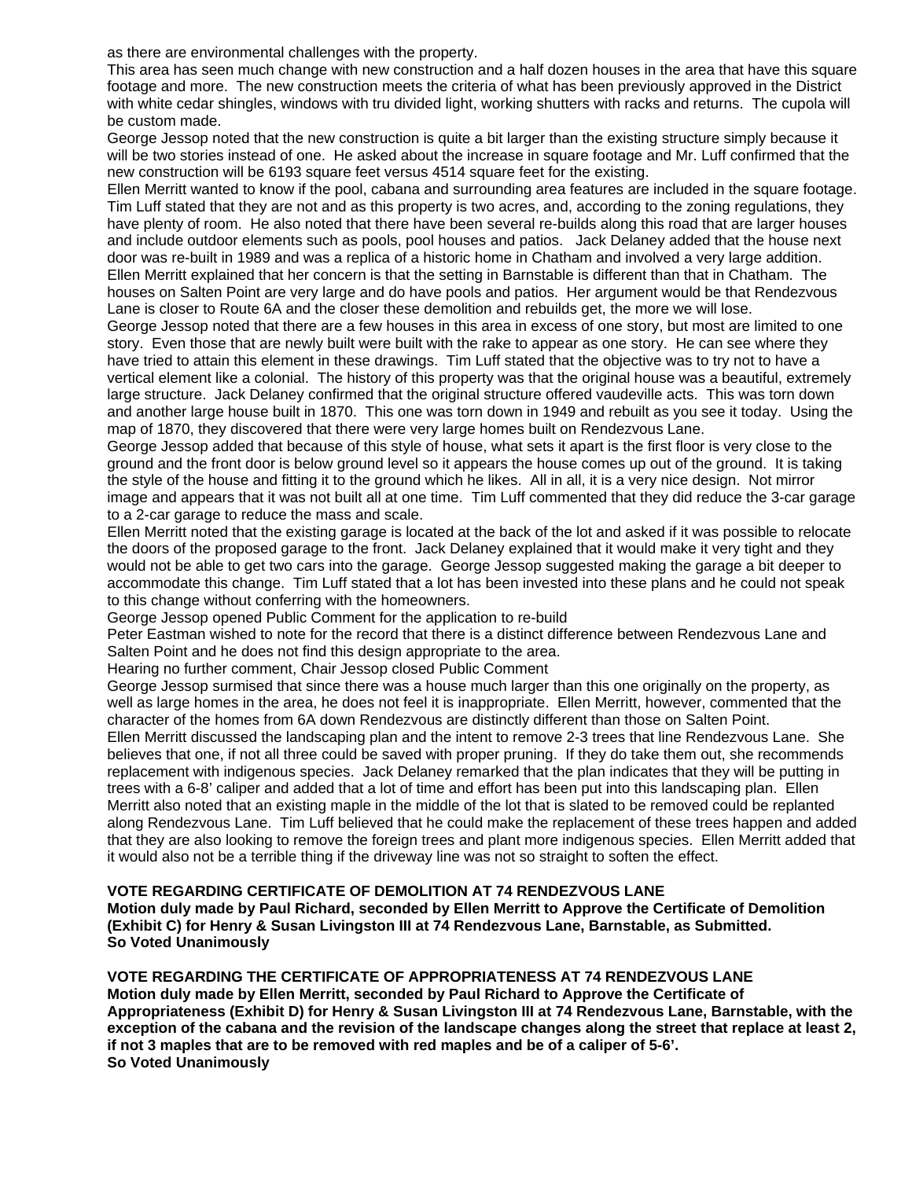as there are environmental challenges with the property.

This area has seen much change with new construction and a half dozen houses in the area that have this square footage and more. The new construction meets the criteria of what has been previously approved in the District with white cedar shingles, windows with tru divided light, working shutters with racks and returns. The cupola will be custom made.

George Jessop noted that the new construction is quite a bit larger than the existing structure simply because it will be two stories instead of one. He asked about the increase in square footage and Mr. Luff confirmed that the new construction will be 6193 square feet versus 4514 square feet for the existing.

Ellen Merritt wanted to know if the pool, cabana and surrounding area features are included in the square footage. Tim Luff stated that they are not and as this property is two acres, and, according to the zoning regulations, they have plenty of room. He also noted that there have been several re-builds along this road that are larger houses and include outdoor elements such as pools, pool houses and patios. Jack Delaney added that the house next door was re-built in 1989 and was a replica of a historic home in Chatham and involved a very large addition.

Ellen Merritt explained that her concern is that the setting in Barnstable is different than that in Chatham. The houses on Salten Point are very large and do have pools and patios. Her argument would be that Rendezvous Lane is closer to Route 6A and the closer these demolition and rebuilds get, the more we will lose.

George Jessop noted that there are a few houses in this area in excess of one story, but most are limited to one story. Even those that are newly built were built with the rake to appear as one story. He can see where they have tried to attain this element in these drawings. Tim Luff stated that the objective was to try not to have a vertical element like a colonial. The history of this property was that the original house was a beautiful, extremely large structure. Jack Delaney confirmed that the original structure offered vaudeville acts. This was torn down and another large house built in 1870. This one was torn down in 1949 and rebuilt as you see it today. Using the map of 1870, they discovered that there were very large homes built on Rendezvous Lane.

George Jessop added that because of this style of house, what sets it apart is the first floor is very close to the ground and the front door is below ground level so it appears the house comes up out of the ground. It is taking the style of the house and fitting it to the ground which he likes. All in all, it is a very nice design. Not mirror image and appears that it was not built all at one time. Tim Luff commented that they did reduce the 3-car garage to a 2-car garage to reduce the mass and scale.

Ellen Merritt noted that the existing garage is located at the back of the lot and asked if it was possible to relocate the doors of the proposed garage to the front. Jack Delaney explained that it would make it very tight and they would not be able to get two cars into the garage. George Jessop suggested making the garage a bit deeper to accommodate this change. Tim Luff stated that a lot has been invested into these plans and he could not speak to this change without conferring with the homeowners.

George Jessop opened Public Comment for the application to re-build

Peter Eastman wished to note for the record that there is a distinct difference between Rendezvous Lane and Salten Point and he does not find this design appropriate to the area.

Hearing no further comment, Chair Jessop closed Public Comment

George Jessop surmised that since there was a house much larger than this one originally on the property, as well as large homes in the area, he does not feel it is inappropriate. Ellen Merritt, however, commented that the character of the homes from 6A down Rendezvous are distinctly different than those on Salten Point.

Ellen Merritt discussed the landscaping plan and the intent to remove 2-3 trees that line Rendezvous Lane. She believes that one, if not all three could be saved with proper pruning. If they do take them out, she recommends replacement with indigenous species. Jack Delaney remarked that the plan indicates that they will be putting in trees with a 6-8' caliper and added that a lot of time and effort has been put into this landscaping plan. Ellen Merritt also noted that an existing maple in the middle of the lot that is slated to be removed could be replanted along Rendezvous Lane. Tim Luff believed that he could make the replacement of these trees happen and added that they are also looking to remove the foreign trees and plant more indigenous species. Ellen Merritt added that it would also not be a terrible thing if the driveway line was not so straight to soften the effect.

**VOTE REGARDING CERTIFICATE OF DEMOLITION AT 74 RENDEZVOUS LANE**
**Motion duly made by Paul Richard, seconded by Ellen Merritt to Approve the Certificate of Demolition (Exhibit C) for Henry & Susan Livingston III at 74 Rendezvous Lane, Barnstable, as Submitted.**
**So Voted Unanimously**

**VOTE REGARDING THE CERTIFICATE OF APPROPRIATENESS AT 74 RENDEZVOUS LANE**
**Motion duly made by Ellen Merritt, seconded by Paul Richard to Approve the Certificate of Appropriateness (Exhibit D) for Henry & Susan Livingston III at 74 Rendezvous Lane, Barnstable, with the exception of the cabana and the revision of the landscape changes along the street that replace at least 2, if not 3 maples that are to be removed with red maples and be of a caliper of 5-6'.**
**So Voted Unanimously**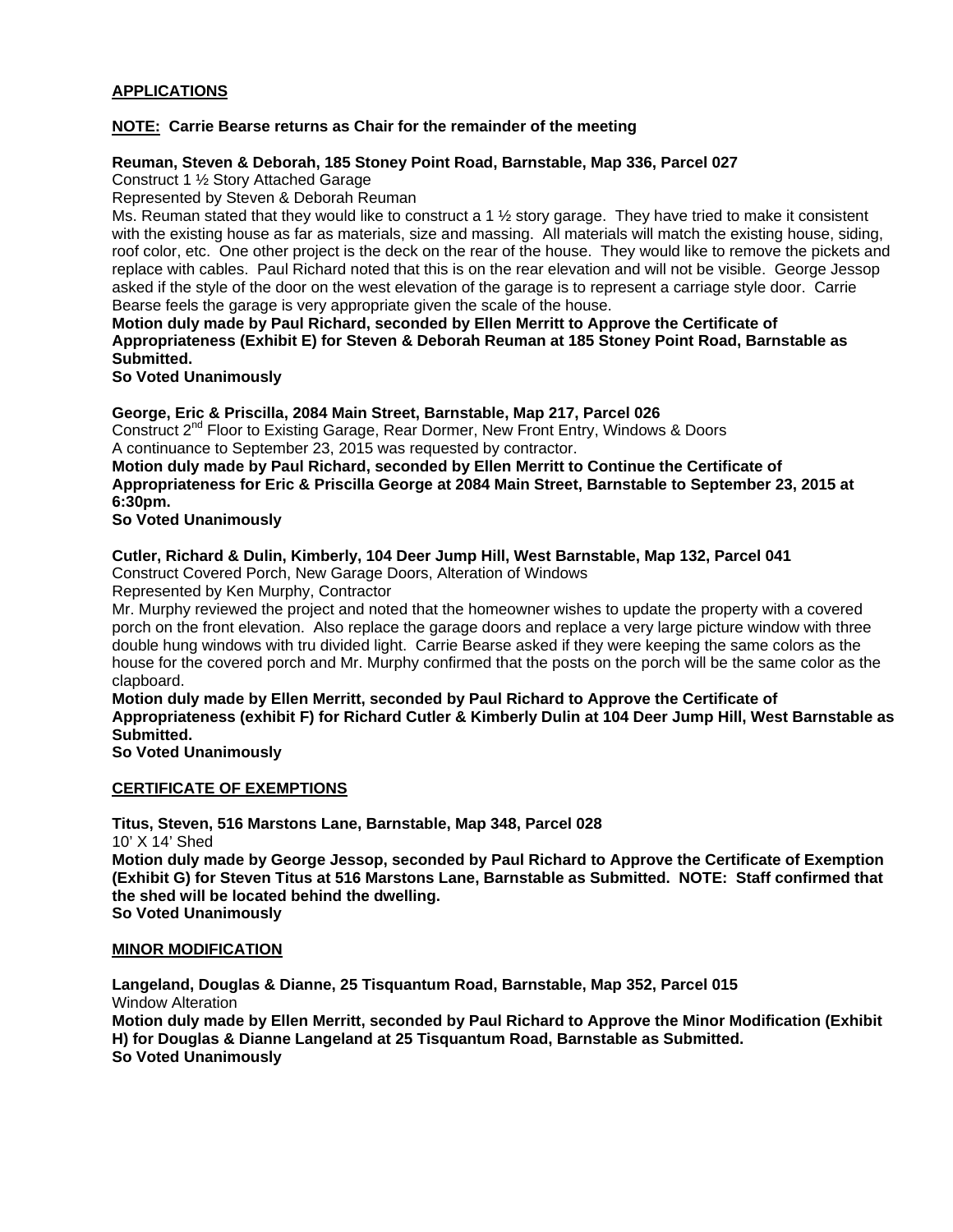**APPLICATIONS**

**NOTE: Carrie Bearse returns as Chair for the remainder of the meeting**

**Reuman, Steven & Deborah, 185 Stoney Point Road, Barnstable, Map 336, Parcel 027**
Construct 1 ½ Story Attached Garage
Represented by Steven & Deborah Reuman
Ms. Reuman stated that they would like to construct a 1 ½ story garage. They have tried to make it consistent with the existing house as far as materials, size and massing. All materials will match the existing house, siding, roof color, etc. One other project is the deck on the rear of the house. They would like to remove the pickets and replace with cables. Paul Richard noted that this is on the rear elevation and will not be visible. George Jessop asked if the style of the door on the west elevation of the garage is to represent a carriage style door. Carrie Bearse feels the garage is very appropriate given the scale of the house.
**Motion duly made by Paul Richard, seconded by Ellen Merritt to Approve the Certificate of Appropriateness (Exhibit E) for Steven & Deborah Reuman at 185 Stoney Point Road, Barnstable as Submitted.**
**So Voted Unanimously**

**George, Eric & Priscilla, 2084 Main Street, Barnstable, Map 217, Parcel 026**
Construct 2nd Floor to Existing Garage, Rear Dormer, New Front Entry, Windows & Doors
A continuance to September 23, 2015 was requested by contractor.
**Motion duly made by Paul Richard, seconded by Ellen Merritt to Continue the Certificate of Appropriateness for Eric & Priscilla George at 2084 Main Street, Barnstable to September 23, 2015 at 6:30pm.**
**So Voted Unanimously**

**Cutler, Richard & Dulin, Kimberly, 104 Deer Jump Hill, West Barnstable, Map 132, Parcel 041**
Construct Covered Porch, New Garage Doors, Alteration of Windows
Represented by Ken Murphy, Contractor
Mr. Murphy reviewed the project and noted that the homeowner wishes to update the property with a covered porch on the front elevation. Also replace the garage doors and replace a very large picture window with three double hung windows with tru divided light. Carrie Bearse asked if they were keeping the same colors as the house for the covered porch and Mr. Murphy confirmed that the posts on the porch will be the same color as the clapboard.
**Motion duly made by Ellen Merritt, seconded by Paul Richard to Approve the Certificate of Appropriateness (exhibit F) for Richard Cutler & Kimberly Dulin at 104 Deer Jump Hill, West Barnstable as Submitted.**
**So Voted Unanimously**

**CERTIFICATE OF EXEMPTIONS**

**Titus, Steven, 516 Marstons Lane, Barnstable, Map 348, Parcel 028**
10' X 14' Shed
**Motion duly made by George Jessop, seconded by Paul Richard to Approve the Certificate of Exemption (Exhibit G) for Steven Titus at 516 Marstons Lane, Barnstable as Submitted. NOTE: Staff confirmed that the shed will be located behind the dwelling.**
**So Voted Unanimously**

**MINOR MODIFICATION**

**Langeland, Douglas & Dianne, 25 Tisquantum Road, Barnstable, Map 352, Parcel 015**
Window Alteration
**Motion duly made by Ellen Merritt, seconded by Paul Richard to Approve the Minor Modification (Exhibit H) for Douglas & Dianne Langeland at 25 Tisquantum Road, Barnstable as Submitted.**
**So Voted Unanimously**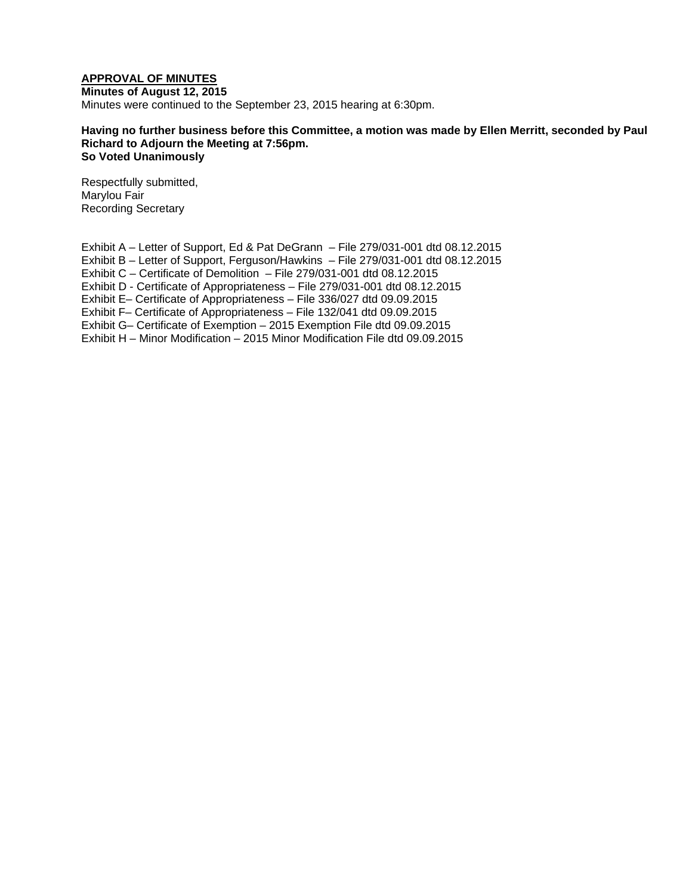**<u>APPROVAL OF MINUTES</u>**
**Minutes of August 12, 2015**
Minutes were continued to the September 23, 2015 hearing at 6:30pm.

**Having no further business before this Committee, a motion was made by Ellen Merritt, seconded by Paul Richard to Adjourn the Meeting at 7:56pm.**
**So Voted Unanimously**

Respectfully submitted,
Marylou Fair
Recording Secretary

Exhibit A – Letter of Support, Ed & Pat DeGrann – File 279/031-001 dtd 08.12.2015
Exhibit B – Letter of Support, Ferguson/Hawkins – File 279/031-001 dtd 08.12.2015
Exhibit C – Certificate of Demolition – File 279/031-001 dtd 08.12.2015
Exhibit D - Certificate of Appropriateness – File 279/031-001 dtd 08.12.2015
Exhibit E– Certificate of Appropriateness – File 336/027 dtd 09.09.2015
Exhibit F– Certificate of Appropriateness – File 132/041 dtd 09.09.2015
Exhibit G– Certificate of Exemption – 2015 Exemption File dtd 09.09.2015
Exhibit H – Minor Modification – 2015 Minor Modification File dtd 09.09.2015